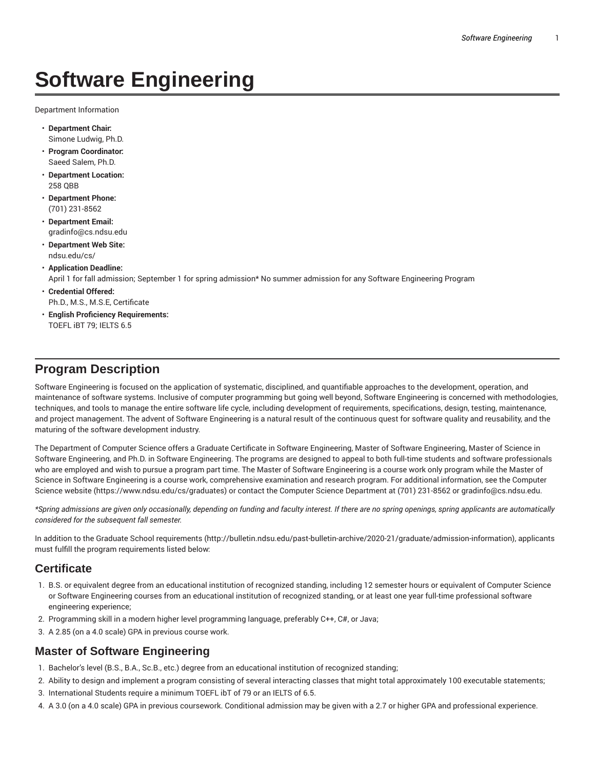# Software Engineering

Department Information

- **Department Chair:**
  Simone Ludwig, Ph.D.
- **Program Coordinator:**
  Saeed Salem, Ph.D.
- **Department Location:**
  258 QBB
- **Department Phone:**
  (701) 231-8562
- **Department Email:**
  gradinfo@cs.ndsu.edu
- **Department Web Site:**
  ndsu.edu/cs/
- **Application Deadline:**
  April 1 for fall admission; September 1 for spring admission* No summer admission for any Software Engineering Program
- **Credential Offered:**
  Ph.D., M.S., M.S.E, Certificate
- **English Proficiency Requirements:**
  TOEFL iBT 79; IELTS 6.5

## Program Description

Software Engineering is focused on the application of systematic, disciplined, and quantifiable approaches to the development, operation, and maintenance of software systems. Inclusive of computer programming but going well beyond, Software Engineering is concerned with methodologies, techniques, and tools to manage the entire software life cycle, including development of requirements, specifications, design, testing, maintenance, and project management. The advent of Software Engineering is a natural result of the continuous quest for software quality and reusability, and the maturing of the software development industry.

The Department of Computer Science offers a Graduate Certificate in Software Engineering, Master of Software Engineering, Master of Science in Software Engineering, and Ph.D. in Software Engineering. The programs are designed to appeal to both full-time students and software professionals who are employed and wish to pursue a program part time. The Master of Software Engineering is a course work only program while the Master of Science in Software Engineering is a course work, comprehensive examination and research program. For additional information, see the Computer Science website (https://www.ndsu.edu/cs/graduates) or contact the Computer Science Department at (701) 231-8562 or gradinfo@cs.ndsu.edu.

*\*Spring admissions are given only occasionally, depending on funding and faculty interest. If there are no spring openings, spring applicants are automatically considered for the subsequent fall semester.*

In addition to the Graduate School requirements (http://bulletin.ndsu.edu/past-bulletin-archive/2020-21/graduate/admission-information), applicants must fulfill the program requirements listed below:

### Certificate

1. B.S. or equivalent degree from an educational institution of recognized standing, including 12 semester hours or equivalent of Computer Science or Software Engineering courses from an educational institution of recognized standing, or at least one year full-time professional software engineering experience;
2. Programming skill in a modern higher level programming language, preferably C++, C#, or Java;
3. A 2.85 (on a 4.0 scale) GPA in previous course work.

### Master of Software Engineering

1. Bachelor's level (B.S., B.A., Sc.B., etc.) degree from an educational institution of recognized standing;
2. Ability to design and implement a program consisting of several interacting classes that might total approximately 100 executable statements;
3. International Students require a minimum TOEFL ibT of 79 or an IELTS of 6.5.
4. A 3.0 (on a 4.0 scale) GPA in previous coursework. Conditional admission may be given with a 2.7 or higher GPA and professional experience.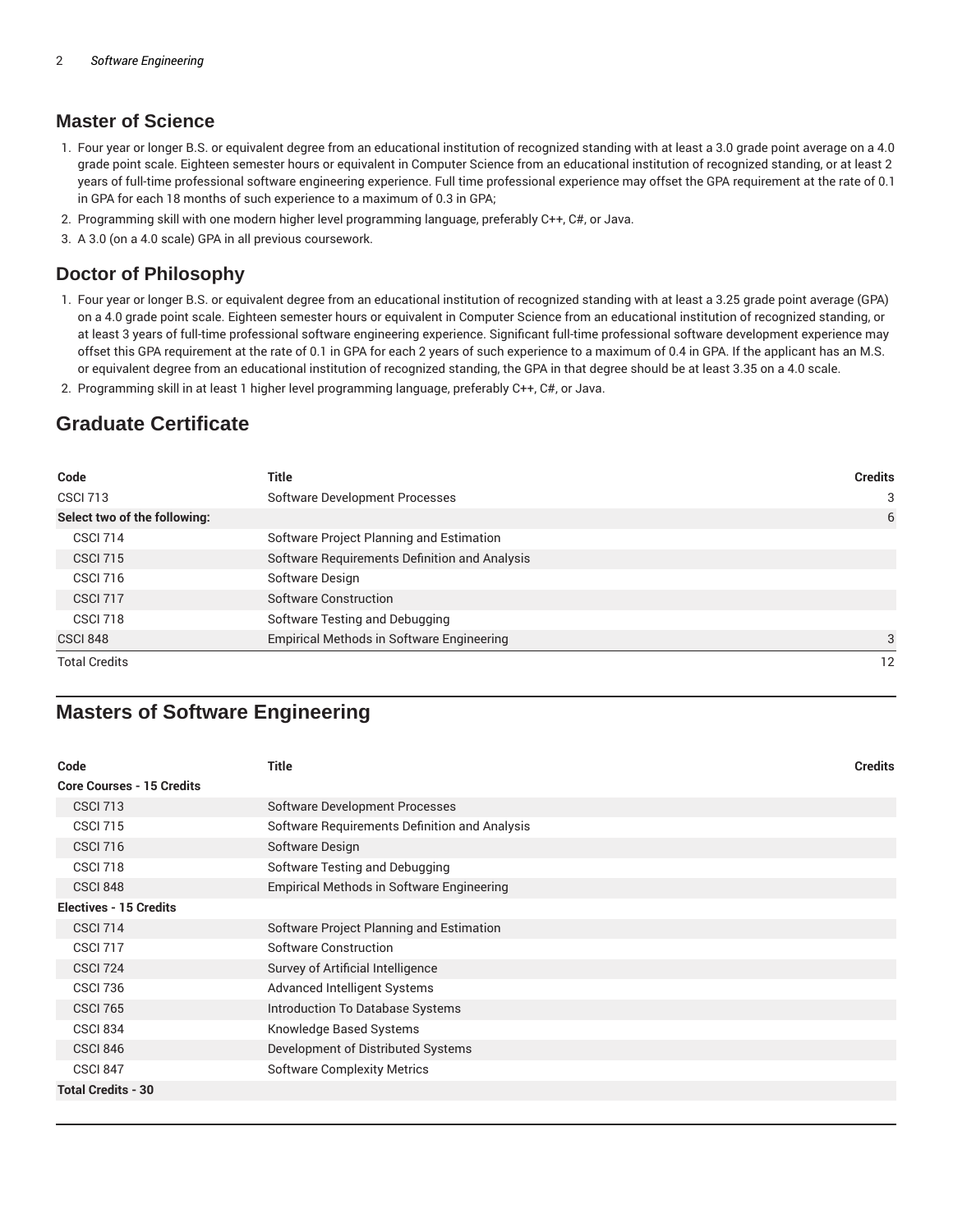## Master of Science

1. Four year or longer B.S. or equivalent degree from an educational institution of recognized standing with at least a 3.0 grade point average on a 4.0 grade point scale. Eighteen semester hours or equivalent in Computer Science from an educational institution of recognized standing, or at least 2 years of full-time professional software engineering experience. Full time professional experience may offset the GPA requirement at the rate of 0.1 in GPA for each 18 months of such experience to a maximum of 0.3 in GPA;
2. Programming skill with one modern higher level programming language, preferably C++, C#, or Java.
3. A 3.0 (on a 4.0 scale) GPA in all previous coursework.

## Doctor of Philosophy

1. Four year or longer B.S. or equivalent degree from an educational institution of recognized standing with at least a 3.25 grade point average (GPA) on a 4.0 grade point scale. Eighteen semester hours or equivalent in Computer Science from an educational institution of recognized standing, or at least 3 years of full-time professional software engineering experience. Significant full-time professional software development experience may offset this GPA requirement at the rate of 0.1 in GPA for each 2 years of such experience to a maximum of 0.4 in GPA. If the applicant has an M.S. or equivalent degree from an educational institution of recognized standing, the GPA in that degree should be at least 3.35 on a 4.0 scale.
2. Programming skill in at least 1 higher level programming language, preferably C++, C#, or Java.

# Graduate Certificate

| Code | Title | Credits |
|---|---|---|
| CSCI 713 | Software Development Processes | 3 |
| **Select two of the following:** | | 6 |
| CSCI 714 | Software Project Planning and Estimation | |
| CSCI 715 | Software Requirements Definition and Analysis | |
| CSCI 716 | Software Design | |
| CSCI 717 | Software Construction | |
| CSCI 718 | Software Testing and Debugging | |
| CSCI 848 | Empirical Methods in Software Engineering | 3 |
| Total Credits | | 12 |

# Masters of Software Engineering

| Code | Title | Credits |
|---|---|---|
| **Core Courses - 15 Credits** | | |
| CSCI 713 | Software Development Processes | |
| CSCI 715 | Software Requirements Definition and Analysis | |
| CSCI 716 | Software Design | |
| CSCI 718 | Software Testing and Debugging | |
| CSCI 848 | Empirical Methods in Software Engineering | |
| **Electives - 15 Credits** | | |
| CSCI 714 | Software Project Planning and Estimation | |
| CSCI 717 | Software Construction | |
| CSCI 724 | Survey of Artificial Intelligence | |
| CSCI 736 | Advanced Intelligent Systems | |
| CSCI 765 | Introduction To Database Systems | |
| CSCI 834 | Knowledge Based Systems | |
| CSCI 846 | Development of Distributed Systems | |
| CSCI 847 | Software Complexity Metrics | |
| **Total Credits - 30** | | |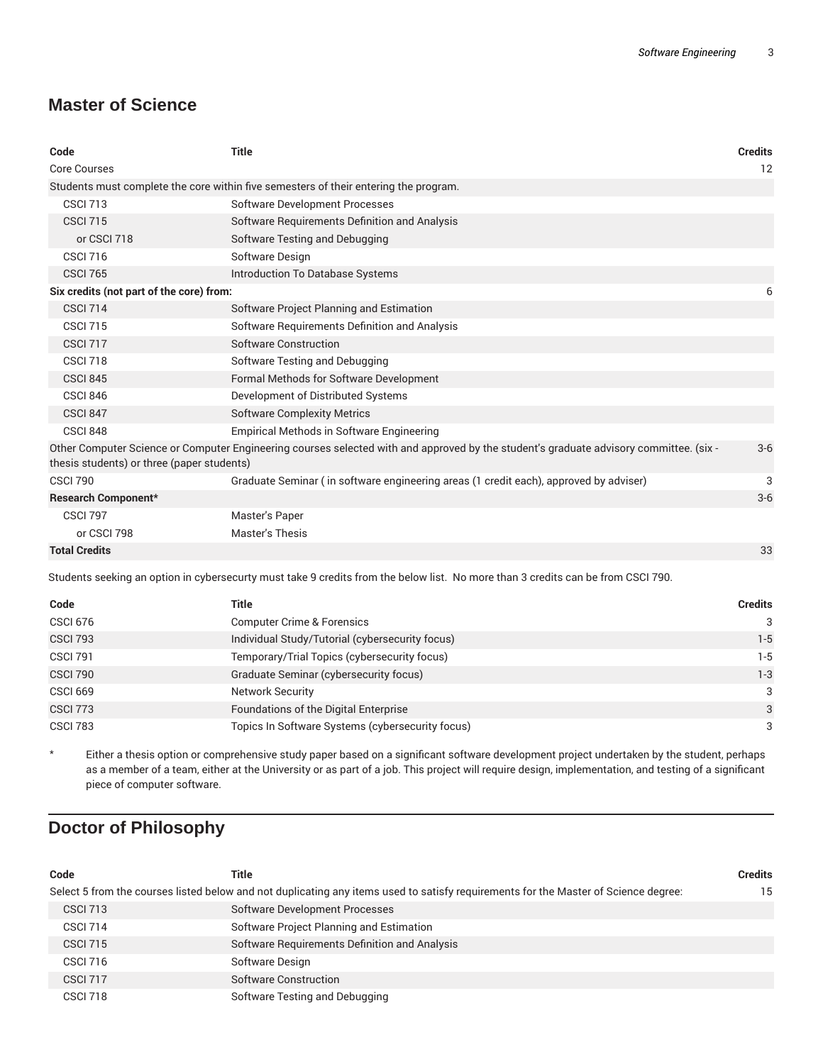## Master of Science

| Code | Title | Credits |
|---|---|---|
| Core Courses | | 12 |
| Students must complete the core within five semesters of their entering the program. | | |
| CSCI 713 | Software Development Processes | |
| CSCI 715 | Software Requirements Definition and Analysis | |
| or CSCI 718 | Software Testing and Debugging | |
| CSCI 716 | Software Design | |
| CSCI 765 | Introduction To Database Systems | |
| **Six credits (not part of the core) from:** | | 6 |
| CSCI 714 | Software Project Planning and Estimation | |
| CSCI 715 | Software Requirements Definition and Analysis | |
| CSCI 717 | Software Construction | |
| CSCI 718 | Software Testing and Debugging | |
| CSCI 845 | Formal Methods for Software Development | |
| CSCI 846 | Development of Distributed Systems | |
| CSCI 847 | Software Complexity Metrics | |
| CSCI 848 | Empirical Methods in Software Engineering | |
| Other Computer Science or Computer Engineering courses selected with and approved by the student's graduate advisory committee. (six - thesis students) or three (paper students) | | 3-6 |
| CSCI 790 | Graduate Seminar ( in software engineering areas (1 credit each), approved by adviser) | 3 |
| **Research Component*** | | 3-6 |
| CSCI 797 | Master's Paper | |
| or CSCI 798 | Master's Thesis | |
| **Total Credits** | | 33 |

Students seeking an option in cybersecurty must take 9 credits from the below list. No more than 3 credits can be from CSCI 790.

| Code | Title | Credits |
|---|---|---|
| CSCI 676 | Computer Crime & Forensics | 3 |
| CSCI 793 | Individual Study/Tutorial (cybersecurity focus) | 1-5 |
| CSCI 791 | Temporary/Trial Topics (cybersecurity focus) | 1-5 |
| CSCI 790 | Graduate Seminar (cybersecurity focus) | 1-3 |
| CSCI 669 | Network Security | 3 |
| CSCI 773 | Foundations of the Digital Enterprise | 3 |
| CSCI 783 | Topics In Software Systems (cybersecurity focus) | 3 |

\* Either a thesis option or comprehensive study paper based on a significant software development project undertaken by the student, perhaps as a member of a team, either at the University or as part of a job. This project will require design, implementation, and testing of a significant piece of computer software.

## Doctor of Philosophy

| Code | Title | Credits |
|---|---|---|
| Select 5 from the courses listed below and not duplicating any items used to satisfy requirements for the Master of Science degree: | | 15 |
| CSCI 713 | Software Development Processes | |
| CSCI 714 | Software Project Planning and Estimation | |
| CSCI 715 | Software Requirements Definition and Analysis | |
| CSCI 716 | Software Design | |
| CSCI 717 | Software Construction | |
| CSCI 718 | Software Testing and Debugging | |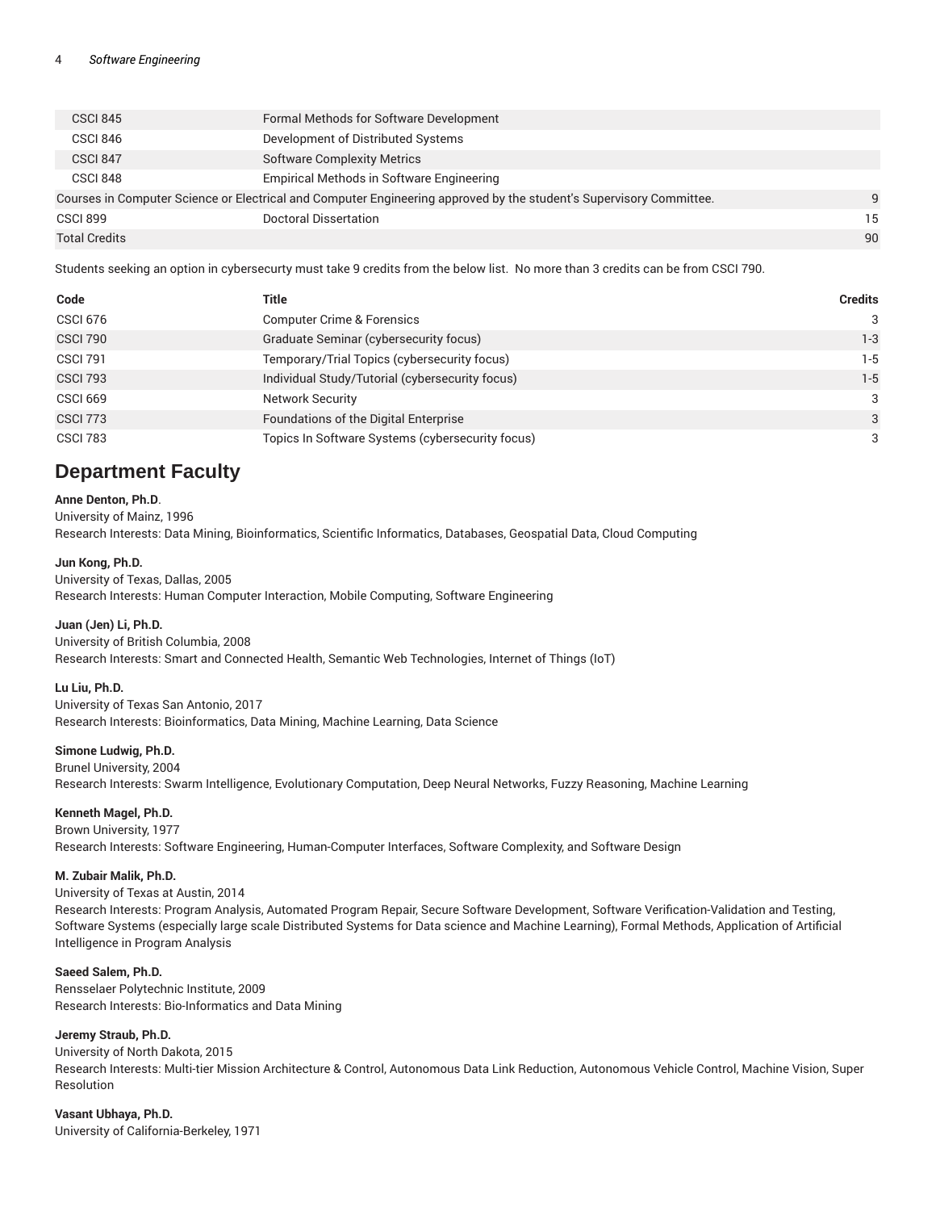| | | |
|---|---|---|
| CSCI 845 | Formal Methods for Software Development | |
| CSCI 846 | Development of Distributed Systems | |
| CSCI 847 | Software Complexity Metrics | |
| CSCI 848 | Empirical Methods in Software Engineering | |
| Courses in Computer Science or Electrical and Computer Engineering approved by the student's Supervisory Committee. | | 9 |
| CSCI 899 | Doctoral Dissertation | 15 |
| Total Credits | | 90 |

Students seeking an option in cybersecurty must take 9 credits from the below list. No more than 3 credits can be from CSCI 790.

| Code | Title | Credits |
|---|---|---|
| CSCI 676 | Computer Crime & Forensics | 3 |
| CSCI 790 | Graduate Seminar (cybersecurity focus) | 1-3 |
| CSCI 791 | Temporary/Trial Topics (cybersecurity focus) | 1-5 |
| CSCI 793 | Individual Study/Tutorial (cybersecurity focus) | 1-5 |
| CSCI 669 | Network Security | 3 |
| CSCI 773 | Foundations of the Digital Enterprise | 3 |
| CSCI 783 | Topics In Software Systems (cybersecurity focus) | 3 |

## Department Faculty

**Anne Denton, Ph.D**.
University of Mainz, 1996
Research Interests: Data Mining, Bioinformatics, Scientific Informatics, Databases, Geospatial Data, Cloud Computing

**Jun Kong, Ph.D.**
University of Texas, Dallas, 2005
Research Interests: Human Computer Interaction, Mobile Computing, Software Engineering

**Juan (Jen) Li, Ph.D.**
University of British Columbia, 2008
Research Interests: Smart and Connected Health, Semantic Web Technologies, Internet of Things (IoT)

**Lu Liu, Ph.D.**
University of Texas San Antonio, 2017
Research Interests: Bioinformatics, Data Mining, Machine Learning, Data Science

**Simone Ludwig, Ph.D.**
Brunel University, 2004
Research Interests: Swarm Intelligence, Evolutionary Computation, Deep Neural Networks, Fuzzy Reasoning, Machine Learning

**Kenneth Magel, Ph.D.**
Brown University, 1977
Research Interests: Software Engineering, Human-Computer Interfaces, Software Complexity, and Software Design

**M. Zubair Malik, Ph.D.**
University of Texas at Austin, 2014
Research Interests: Program Analysis, Automated Program Repair, Secure Software Development, Software Verification-Validation and Testing, Software Systems (especially large scale Distributed Systems for Data science and Machine Learning), Formal Methods, Application of Artificial Intelligence in Program Analysis

**Saeed Salem, Ph.D.**
Rensselaer Polytechnic Institute, 2009
Research Interests: Bio-Informatics and Data Mining

**Jeremy Straub, Ph.D.**
University of North Dakota, 2015
Research Interests: Multi-tier Mission Architecture & Control, Autonomous Data Link Reduction, Autonomous Vehicle Control, Machine Vision, Super Resolution

**Vasant Ubhaya, Ph.D.**
University of California-Berkeley, 1971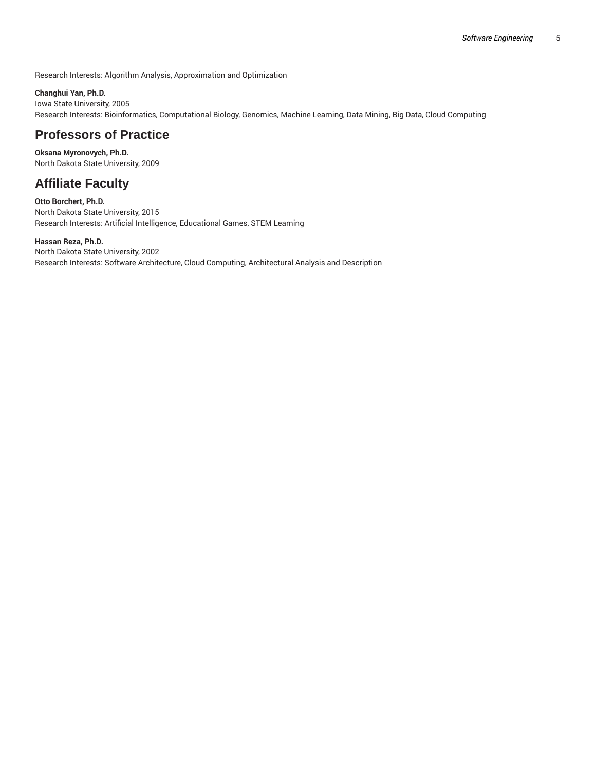Research Interests: Algorithm Analysis, Approximation and Optimization

**Changhui Yan, Ph.D.**
Iowa State University, 2005
Research Interests: Bioinformatics, Computational Biology, Genomics, Machine Learning, Data Mining, Big Data, Cloud Computing

## Professors of Practice

**Oksana Myronovych, Ph.D.**
North Dakota State University, 2009

## Affiliate Faculty

**Otto Borchert, Ph.D.**
North Dakota State University, 2015
Research Interests: Artificial Intelligence, Educational Games, STEM Learning

**Hassan Reza, Ph.D.**
North Dakota State University, 2002
Research Interests: Software Architecture, Cloud Computing, Architectural Analysis and Description